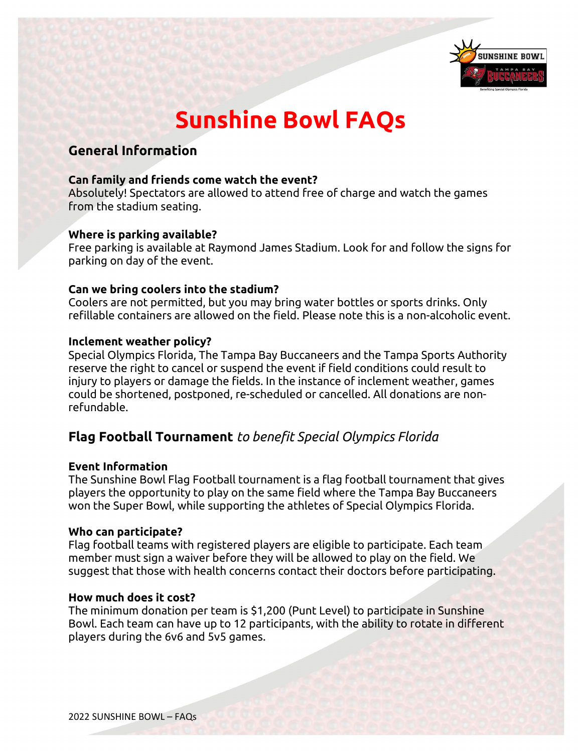# Sunshine Bowl FAQs

## General Information

**Can family and friends come watch the event?**
Absolutely! Spectators are allowed to attend free of charge and watch the games from the stadium seating.

**Where is parking available?**
Free parking is available at Raymond James Stadium. Look for and follow the signs for parking on day of the event.

**Can we bring coolers into the stadium?**
Coolers are not permitted, but you may bring water bottles or sports drinks. Only refillable containers are allowed on the field. Please note this is a non-alcoholic event.

**Inclement weather policy?**
Special Olympics Florida, The Tampa Bay Buccaneers and the Tampa Sports Authority reserve the right to cancel or suspend the event if field conditions could result to injury to players or damage the fields. In the instance of inclement weather, games could be shortened, postponed, re-scheduled or cancelled. All donations are non-refundable.

## Flag Football Tournament *to benefit Special Olympics Florida*

**Event Information**
The Sunshine Bowl Flag Football tournament is a flag football tournament that gives players the opportunity to play on the same field where the Tampa Bay Buccaneers won the Super Bowl, while supporting the athletes of Special Olympics Florida.

**Who can participate?**
Flag football teams with registered players are eligible to participate. Each team member must sign a waiver before they will be allowed to play on the field. We suggest that those with health concerns contact their doctors before participating.

**How much does it cost?**
The minimum donation per team is $1,200 (Punt Level) to participate in Sunshine Bowl. Each team can have up to 12 participants, with the ability to rotate in different players during the 6v6 and 5v5 games.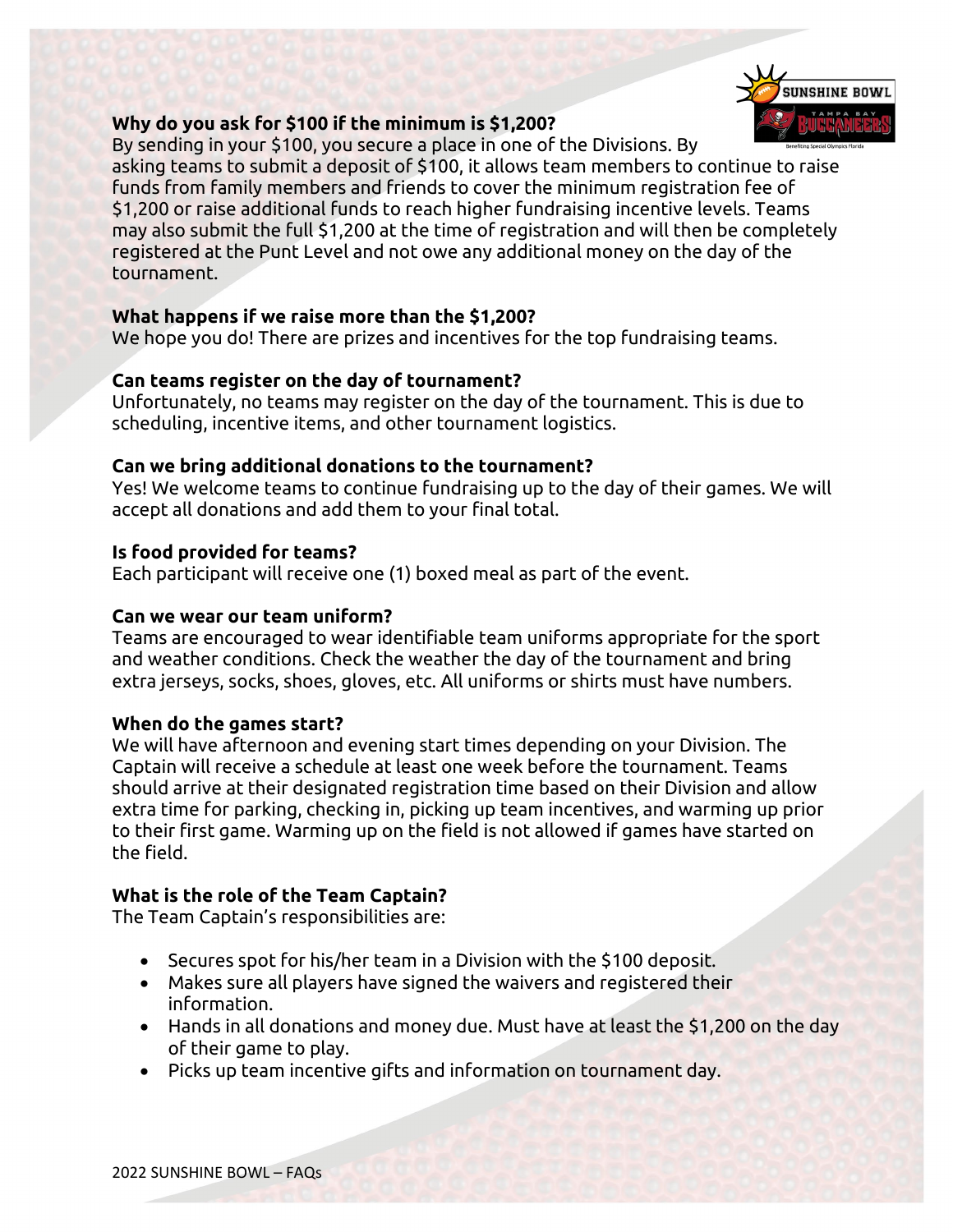**Why do you ask for $100 if the minimum is $1,200?**
By sending in your $100, you secure a place in one of the Divisions. By asking teams to submit a deposit of $100, it allows team members to continue to raise funds from family members and friends to cover the minimum registration fee of $1,200 or raise additional funds to reach higher fundraising incentive levels. Teams may also submit the full $1,200 at the time of registration and will then be completely registered at the Punt Level and not owe any additional money on the day of the tournament.

**What happens if we raise more than the $1,200?**
We hope you do! There are prizes and incentives for the top fundraising teams.

**Can teams register on the day of tournament?**
Unfortunately, no teams may register on the day of the tournament. This is due to scheduling, incentive items, and other tournament logistics.

**Can we bring additional donations to the tournament?**
Yes! We welcome teams to continue fundraising up to the day of their games. We will accept all donations and add them to your final total.

**Is food provided for teams?**
Each participant will receive one (1) boxed meal as part of the event.

**Can we wear our team uniform?**
Teams are encouraged to wear identifiable team uniforms appropriate for the sport and weather conditions. Check the weather the day of the tournament and bring extra jerseys, socks, shoes, gloves, etc. All uniforms or shirts must have numbers.

**When do the games start?**
We will have afternoon and evening start times depending on your Division. The Captain will receive a schedule at least one week before the tournament. Teams should arrive at their designated registration time based on their Division and allow extra time for parking, checking in, picking up team incentives, and warming up prior to their first game. Warming up on the field is not allowed if games have started on the field.

**What is the role of the Team Captain?**
The Team Captain's responsibilities are:

- Secures spot for his/her team in a Division with the $100 deposit.
- Makes sure all players have signed the waivers and registered their information.
- Hands in all donations and money due. Must have at least the $1,200 on the day of their game to play.
- Picks up team incentive gifts and information on tournament day.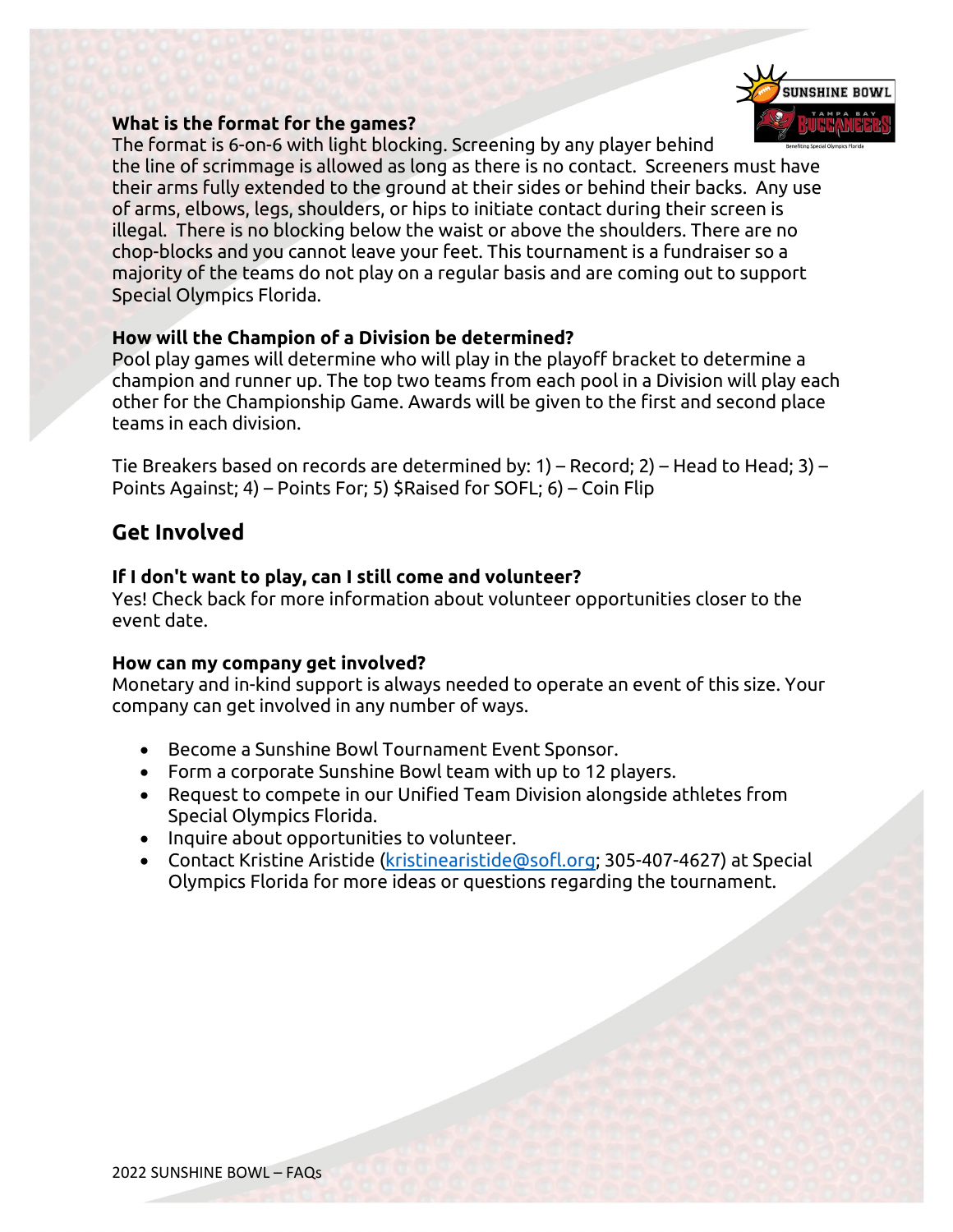**What is the format for the games?**
The format is 6-on-6 with light blocking. Screening by any player behind the line of scrimmage is allowed as long as there is no contact. Screeners must have their arms fully extended to the ground at their sides or behind their backs. Any use of arms, elbows, legs, shoulders, or hips to initiate contact during their screen is illegal. There is no blocking below the waist or above the shoulders. There are no chop-blocks and you cannot leave your feet. This tournament is a fundraiser so a majority of the teams do not play on a regular basis and are coming out to support Special Olympics Florida.

**How will the Champion of a Division be determined?**
Pool play games will determine who will play in the playoff bracket to determine a champion and runner up. The top two teams from each pool in a Division will play each other for the Championship Game. Awards will be given to the first and second place teams in each division.

Tie Breakers based on records are determined by: 1) – Record; 2) – Head to Head; 3) – Points Against; 4) – Points For; 5) $Raised for SOFL; 6) – Coin Flip

## Get Involved

**If I don't want to play, can I still come and volunteer?**
Yes! Check back for more information about volunteer opportunities closer to the event date.

**How can my company get involved?**
Monetary and in-kind support is always needed to operate an event of this size. Your company can get involved in any number of ways.

- Become a Sunshine Bowl Tournament Event Sponsor.
- Form a corporate Sunshine Bowl team with up to 12 players.
- Request to compete in our Unified Team Division alongside athletes from Special Olympics Florida.
- Inquire about opportunities to volunteer.
- Contact Kristine Aristide (kristinearistide@sofl.org; 305-407-4627) at Special Olympics Florida for more ideas or questions regarding the tournament.